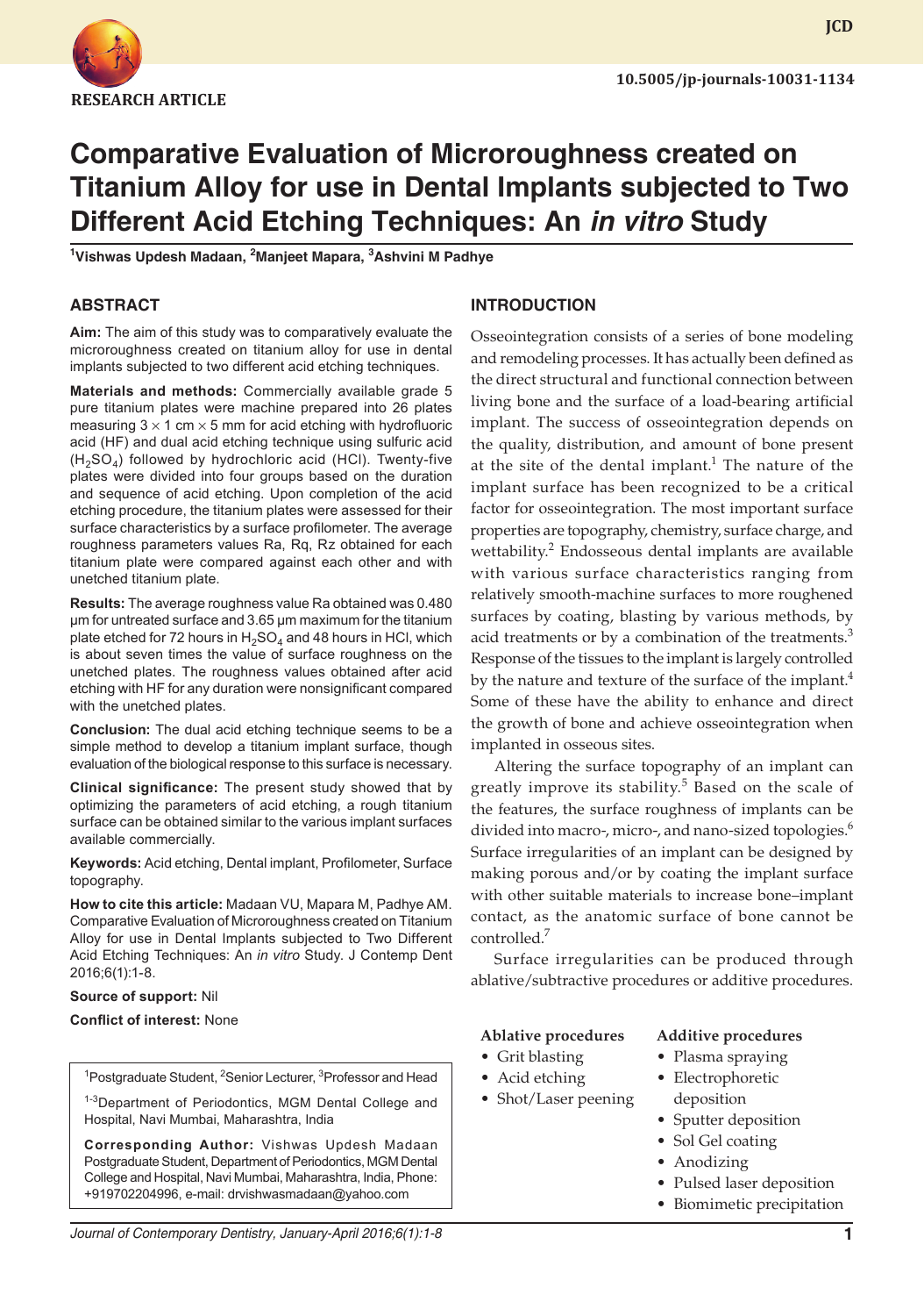RESEARCH ARTICLE

10.5005/jp-journals-10031-1134

# Comparative Evaluation of Microroughness created on Titanium Alloy for use in Dental Implants subjected to Two Different Acid Etching Techniques: An *in vitro* Study

[1]Vishwas Updesh Madaan, [2]Manjeet Mapara, [3]Ashvini M Padhye

## ABSTRACT

**Aim:** The aim of this study was to comparatively evaluate the microroughness created on titanium alloy for use in dental implants subjected to two different acid etching techniques.

**Materials and methods:** Commercially available grade 5 pure titanium plates were machine prepared into 26 plates measuring 3 × 1 cm × 5 mm for acid etching with hydrofluoric acid (HF) and dual acid etching technique using sulfuric acid ($H_2SO_4$) followed by hydrochloric acid (HCl). Twenty-five plates were divided into four groups based on the duration and sequence of acid etching. Upon completion of the acid etching procedure, the titanium plates were assessed for their surface characteristics by a surface profilometer. The average roughness parameters values Ra, Rq, Rz obtained for each titanium plate were compared against each other and with unetched titanium plate.

**Results:** The average roughness value Ra obtained was 0.480 µm for untreated surface and 3.65 µm maximum for the titanium plate etched for 72 hours in $H_2SO_4$ and 48 hours in HCl, which is about seven times the value of surface roughness on the unetched plates. The roughness values obtained after acid etching with HF for any duration were nonsignificant compared with the unetched plates.

**Conclusion:** The dual acid etching technique seems to be a simple method to develop a titanium implant surface, though evaluation of the biological response to this surface is necessary.

**Clinical significance:** The present study showed that by optimizing the parameters of acid etching, a rough titanium surface can be obtained similar to the various implant surfaces available commercially.

**Keywords:** Acid etching, Dental implant, Profilometer, Surface topography.

**How to cite this article:** Madaan VU, Mapara M, Padhye AM. Comparative Evaluation of Microroughness created on Titanium Alloy for use in Dental Implants subjected to Two Different Acid Etching Techniques: An *in vitro* Study. J Contemp Dent 2016;6(1):1-8.

**Source of support:** Nil

**Conflict of interest:** None

[1]Postgraduate Student, [2]Senior Lecturer, [3]Professor and Head

[1-3]Department of Periodontics, MGM Dental College and Hospital, Navi Mumbai, Maharashtra, India

**Corresponding Author:** Vishwas Updesh Madaan Postgraduate Student, Department of Periodontics, MGM Dental College and Hospital, Navi Mumbai, Maharashtra, India, Phone: +919702204996, e-mail: drvishwasmadaan@yahoo.com

## INTRODUCTION

Osseointegration consists of a series of bone modeling and remodeling processes. It has actually been defined as the direct structural and functional connection between living bone and the surface of a load-bearing artificial implant. The success of osseointegration depends on the quality, distribution, and amount of bone present at the site of the dental implant.[1] The nature of the implant surface has been recognized to be a critical factor for osseointegration. The most important surface properties are topography, chemistry, surface charge, and wettability.[2] Endosseous dental implants are available with various surface characteristics ranging from relatively smooth-machine surfaces to more roughened surfaces by coating, blasting by various methods, by acid treatments or by a combination of the treatments.[3] Response of the tissues to the implant is largely controlled by the nature and texture of the surface of the implant.[4] Some of these have the ability to enhance and direct the growth of bone and achieve osseointegration when implanted in osseous sites.

Altering the surface topography of an implant can greatly improve its stability.[5] Based on the scale of the features, the surface roughness of implants can be divided into macro-, micro-, and nano-sized topologies.[6] Surface irregularities of an implant can be designed by making porous and/or by coating the implant surface with other suitable materials to increase bone–implant contact, as the anatomic surface of bone cannot be controlled.[7]

Surface irregularities can be produced through ablative/subtractive procedures or additive procedures.

**Ablative procedures**

- Grit blasting
- Acid etching
- Shot/Laser peening

**Additive procedures**

- Plasma spraying
- Electrophoretic deposition
- Sputter deposition
- Sol Gel coating
- Anodizing
- Pulsed laser deposition
- Biomimetic precipitation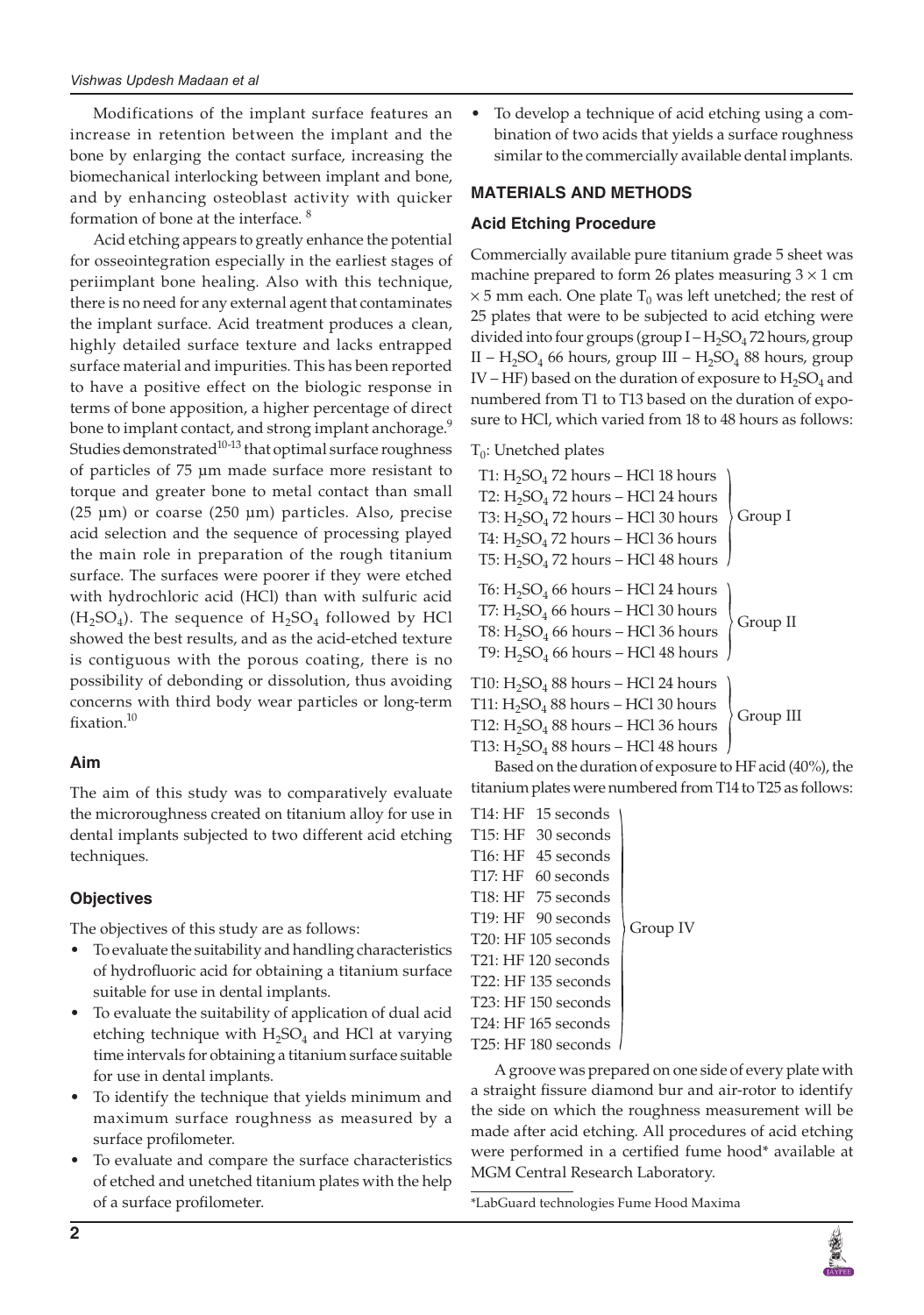Modifications of the implant surface features an increase in retention between the implant and the bone by enlarging the contact surface, increasing the biomechanical interlocking between implant and bone, and by enhancing osteoblast activity with quicker formation of bone at the interface.[8]

Acid etching appears to greatly enhance the potential for osseointegration especially in the earliest stages of periimplant bone healing. Also with this technique, there is no need for any external agent that contaminates the implant surface. Acid treatment produces a clean, highly detailed surface texture and lacks entrapped surface material and impurities. This has been reported to have a positive effect on the biologic response in terms of bone apposition, a higher percentage of direct bone to implant contact, and strong implant anchorage.[9] Studies demonstrated[10-13] that optimal surface roughness of particles of 75 µm made surface more resistant to torque and greater bone to metal contact than small (25 µm) or coarse (250 µm) particles. Also, precise acid selection and the sequence of processing played the main role in preparation of the rough titanium surface. The surfaces were poorer if they were etched with hydrochloric acid (HCl) than with sulfuric acid ($H_2SO_4$). The sequence of $H_2SO_4$ followed by HCl showed the best results, and as the acid-etched texture is contiguous with the porous coating, there is no possibility of debonding or dissolution, thus avoiding concerns with third body wear particles or long-term fixation.[10]

### Aim

The aim of this study was to comparatively evaluate the microroughness created on titanium alloy for use in dental implants subjected to two different acid etching techniques.

### Objectives

The objectives of this study are as follows:

- To evaluate the suitability and handling characteristics of hydrofluoric acid for obtaining a titanium surface suitable for use in dental implants.
- To evaluate the suitability of application of dual acid etching technique with $H_2SO_4$ and HCl at varying time intervals for obtaining a titanium surface suitable for use in dental implants.
- To identify the technique that yields minimum and maximum surface roughness as measured by a surface profilometer.
- To evaluate and compare the surface characteristics of etched and unetched titanium plates with the help of a surface profilometer.
- To develop a technique of acid etching using a combination of two acids that yields a surface roughness similar to the commercially available dental implants.

## MATERIALS AND METHODS

### Acid Etching Procedure

Commercially available pure titanium grade 5 sheet was machine prepared to form 26 plates measuring $3 \times 1$ cm $\times$ 5 mm each. One plate $T_0$ was left unetched; the rest of 25 plates that were to be subjected to acid etching were divided into four groups (group I – $H_2SO_4$ 72 hours, group II – $H_2SO_4$ 66 hours, group III – $H_2SO_4$ 88 hours, group IV – HF) based on the duration of exposure to $H_2SO_4$ and numbered from T1 to T13 based on the duration of exposure to HCl, which varied from 18 to 48 hours as follows:

$T_0$: Unetched plates

Group I:
- T1: $H_2SO_4$ 72 hours – HCl 18 hours
- T2: $H_2SO_4$ 72 hours – HCl 24 hours
- T3: $H_2SO_4$ 72 hours – HCl 30 hours
- T4: $H_2SO_4$ 72 hours – HCl 36 hours
- T5: $H_2SO_4$ 72 hours – HCl 48 hours

Group II:
- T6: $H_2SO_4$ 66 hours – HCl 24 hours
- T7: $H_2SO_4$ 66 hours – HCl 30 hours
- T8: $H_2SO_4$ 66 hours – HCl 36 hours
- T9: $H_2SO_4$ 66 hours – HCl 48 hours

Group III:
- T10: $H_2SO_4$ 88 hours – HCl 24 hours
- T11: $H_2SO_4$ 88 hours – HCl 30 hours
- T12: $H_2SO_4$ 88 hours – HCl 36 hours
- T13: $H_2SO_4$ 88 hours – HCl 48 hours

Based on the duration of exposure to HF acid (40%), the titanium plates were numbered from T14 to T25 as follows:

Group IV:
- T14: HF 15 seconds
- T15: HF 30 seconds
- T16: HF 45 seconds
- T17: HF 60 seconds
- T18: HF 75 seconds
- T19: HF 90 seconds
- T20: HF 105 seconds
- T21: HF 120 seconds
- T22: HF 135 seconds
- T23: HF 150 seconds
- T24: HF 165 seconds
- T25: HF 180 seconds

A groove was prepared on one side of every plate with a straight fissure diamond bur and air-rotor to identify the side on which the roughness measurement will be made after acid etching. All procedures of acid etching were performed in a certified fume hood* available at MGM Central Research Laboratory.

*LabGuard technologies Fume Hood Maxima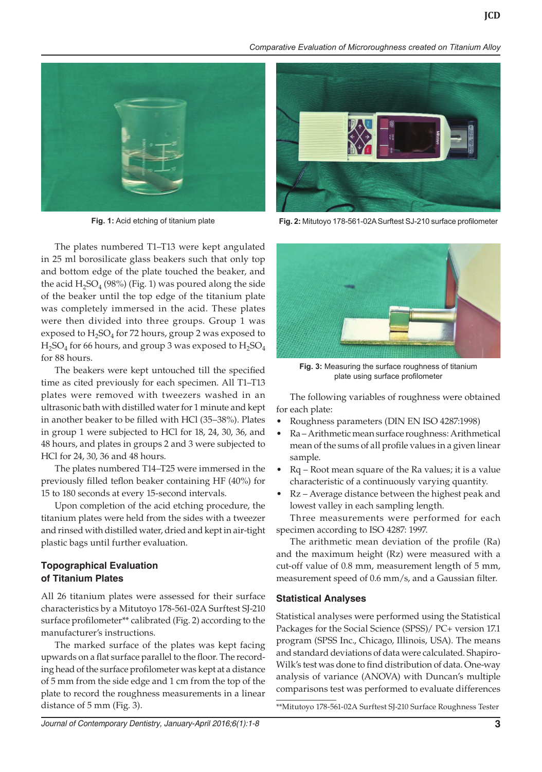Fig. 1: Acid etching of titanium plate

Fig. 2: Mitutoyo 178-561-02A Surftest SJ-210 surface profilometer

The plates numbered T1–T13 were kept angulated in 25 ml borosilicate glass beakers such that only top and bottom edge of the plate touched the beaker, and the acid $H_2SO_4$ (98%) (Fig. 1) was poured along the side of the beaker until the top edge of the titanium plate was completely immersed in the acid. These plates were then divided into three groups. Group 1 was exposed to $H_2SO_4$ for 72 hours, group 2 was exposed to $H_2SO_4$ for 66 hours, and group 3 was exposed to $H_2SO_4$ for 88 hours.

The beakers were kept untouched till the specified time as cited previously for each specimen. All T1–T13 plates were removed with tweezers washed in an ultrasonic bath with distilled water for 1 minute and kept in another beaker to be filled with HCl (35–38%). Plates in group 1 were subjected to HCl for 18, 24, 30, 36, and 48 hours, and plates in groups 2 and 3 were subjected to HCl for 24, 30, 36 and 48 hours.

The plates numbered T14–T25 were immersed in the previously filled teflon beaker containing HF (40%) for 15 to 180 seconds at every 15-second intervals.

Upon completion of the acid etching procedure, the titanium plates were held from the sides with a tweezer and rinsed with distilled water, dried and kept in air-tight plastic bags until further evaluation.

## Topographical Evaluation of Titanium Plates

All 26 titanium plates were assessed for their surface characteristics by a Mitutoyo 178-561-02A Surftest SJ-210 surface profilometer** calibrated (Fig. 2) according to the manufacturer's instructions.

The marked surface of the plates was kept facing upwards on a flat surface parallel to the floor. The recording head of the surface profilometer was kept at a distance of 5 mm from the side edge and 1 cm from the top of the plate to record the roughness measurements in a linear distance of 5 mm (Fig. 3).

Fig. 3: Measuring the surface roughness of titanium plate using surface profilometer

The following variables of roughness were obtained for each plate:

- Roughness parameters (DIN EN ISO 4287:1998)
- Ra – Arithmetic mean surface roughness: Arithmetical mean of the sums of all profile values in a given linear sample.
- Rq – Root mean square of the Ra values; it is a value characteristic of a continuously varying quantity.
- Rz – Average distance between the highest peak and lowest valley in each sampling length.

Three measurements were performed for each specimen according to ISO 4287: 1997.

The arithmetic mean deviation of the profile (Ra) and the maximum height (Rz) were measured with a cut-off value of 0.8 mm, measurement length of 5 mm, measurement speed of 0.6 mm/s, and a Gaussian filter.

## Statistical Analyses

Statistical analyses were performed using the Statistical Packages for the Social Science (SPSS)/ PC+ version 17.1 program (SPSS Inc., Chicago, Illinois, USA). The means and standard deviations of data were calculated. Shapiro-Wilk's test was done to find distribution of data. One-way analysis of variance (ANOVA) with Duncan's multiple comparisons test was performed to evaluate differences

**Mitutoyo 178-561-02A Surftest SJ-210 Surface Roughness Tester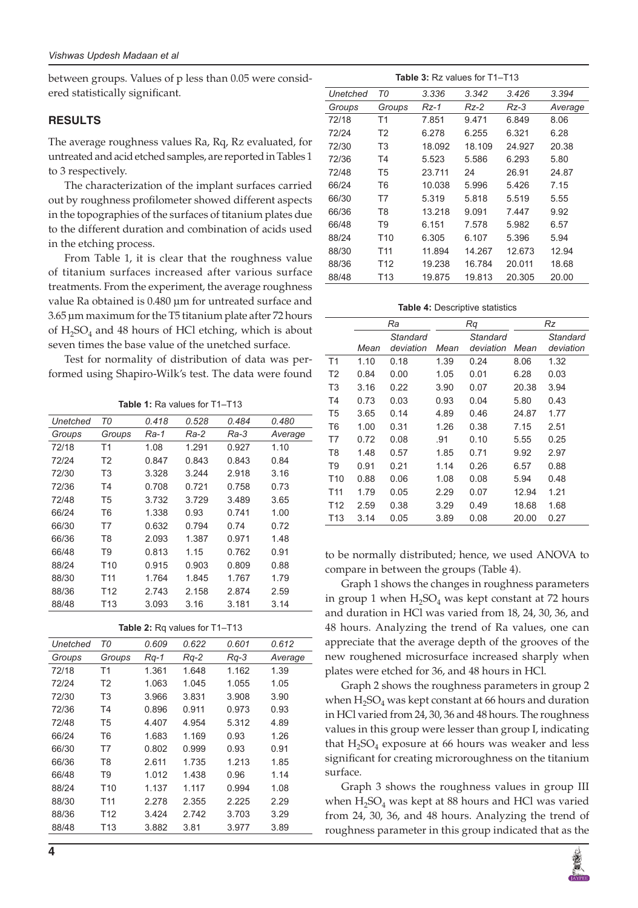between groups. Values of p less than 0.05 were considered statistically significant.

## RESULTS

The average roughness values Ra, Rq, Rz evaluated, for untreated and acid etched samples, are reported in Tables 1 to 3 respectively.

The characterization of the implant surfaces carried out by roughness profilometer showed different aspects in the topographies of the surfaces of titanium plates due to the different duration and combination of acids used in the etching process.

From Table 1, it is clear that the roughness value of titanium surfaces increased after various surface treatments. From the experiment, the average roughness value Ra obtained is 0.480 µm for untreated surface and 3.65 µm maximum for the T5 titanium plate after 72 hours of $H_2SO_4$ and 48 hours of HCl etching, which is about seven times the base value of the unetched surface.

Test for normality of distribution of data was performed using Shapiro-Wilk's test. The data were found

**Table 1:** Ra values for T1–T13

| *Unetched* | *T0* | *0.418* | *0.528* | *0.484* | *0.480* |
|---|---|---|---|---|---|
| *Groups* | *Groups* | *Ra-1* | *Ra-2* | *Ra-3* | *Average* |
| 72/18 | T1 | 1.08 | 1.291 | 0.927 | 1.10 |
| 72/24 | T2 | 0.847 | 0.843 | 0.843 | 0.84 |
| 72/30 | T3 | 3.328 | 3.244 | 2.918 | 3.16 |
| 72/36 | T4 | 0.708 | 0.721 | 0.758 | 0.73 |
| 72/48 | T5 | 3.732 | 3.729 | 3.489 | 3.65 |
| 66/24 | T6 | 1.338 | 0.93 | 0.741 | 1.00 |
| 66/30 | T7 | 0.632 | 0.794 | 0.74 | 0.72 |
| 66/36 | T8 | 2.093 | 1.387 | 0.971 | 1.48 |
| 66/48 | T9 | 0.813 | 1.15 | 0.762 | 0.91 |
| 88/24 | T10 | 0.915 | 0.903 | 0.809 | 0.88 |
| 88/30 | T11 | 1.764 | 1.845 | 1.767 | 1.79 |
| 88/36 | T12 | 2.743 | 2.158 | 2.874 | 2.59 |
| 88/48 | T13 | 3.093 | 3.16 | 3.181 | 3.14 |

**Table 2:** Rq values for T1–T13

| *Unetched* | *T0* | *0.609* | *0.622* | *0.601* | *0.612* |
|---|---|---|---|---|---|
| *Groups* | *Groups* | *Rq-1* | *Rq-2* | *Rq-3* | *Average* |
| 72/18 | T1 | 1.361 | 1.648 | 1.162 | 1.39 |
| 72/24 | T2 | 1.063 | 1.045 | 1.055 | 1.05 |
| 72/30 | T3 | 3.966 | 3.831 | 3.908 | 3.90 |
| 72/36 | T4 | 0.896 | 0.911 | 0.973 | 0.93 |
| 72/48 | T5 | 4.407 | 4.954 | 5.312 | 4.89 |
| 66/24 | T6 | 1.683 | 1.169 | 0.93 | 1.26 |
| 66/30 | T7 | 0.802 | 0.999 | 0.93 | 0.91 |
| 66/36 | T8 | 2.611 | 1.735 | 1.213 | 1.85 |
| 66/48 | T9 | 1.012 | 1.438 | 0.96 | 1.14 |
| 88/24 | T10 | 1.137 | 1.117 | 0.994 | 1.08 |
| 88/30 | T11 | 2.278 | 2.355 | 2.225 | 2.29 |
| 88/36 | T12 | 3.424 | 2.742 | 3.703 | 3.29 |
| 88/48 | T13 | 3.882 | 3.81 | 3.977 | 3.89 |

**Table 3:** Rz values for T1–T13

| *Unetched* | *T0* | *3.336* | *3.342* | *3.426* | *3.394* |
|---|---|---|---|---|---|
| *Groups* | *Groups* | *Rz-1* | *Rz-2* | *Rz-3* | *Average* |
| 72/18 | T1 | 7.851 | 9.471 | 6.849 | 8.06 |
| 72/24 | T2 | 6.278 | 6.255 | 6.321 | 6.28 |
| 72/30 | T3 | 18.092 | 18.109 | 24.927 | 20.38 |
| 72/36 | T4 | 5.523 | 5.586 | 6.293 | 5.80 |
| 72/48 | T5 | 23.711 | 24 | 26.91 | 24.87 |
| 66/24 | T6 | 10.038 | 5.996 | 5.426 | 7.15 |
| 66/30 | T7 | 5.319 | 5.818 | 5.519 | 5.55 |
| 66/36 | T8 | 13.218 | 9.091 | 7.447 | 9.92 |
| 66/48 | T9 | 6.151 | 7.578 | 5.982 | 6.57 |
| 88/24 | T10 | 6.305 | 6.107 | 5.396 | 5.94 |
| 88/30 | T11 | 11.894 | 14.267 | 12.673 | 12.94 |
| 88/36 | T12 | 19.238 | 16.784 | 20.011 | 18.68 |
| 88/48 | T13 | 19.875 | 19.813 | 20.305 | 20.00 |

**Table 4:** Descriptive statistics

| | *Ra* | | *Rq* | | *Rz* | |
|---|---|---|---|---|---|---|
| | *Mean* | *Standard deviation* | *Mean* | *Standard deviation* | *Mean* | *Standard deviation* |
| T1 | 1.10 | 0.18 | 1.39 | 0.24 | 8.06 | 1.32 |
| T2 | 0.84 | 0.00 | 1.05 | 0.01 | 6.28 | 0.03 |
| T3 | 3.16 | 0.22 | 3.90 | 0.07 | 20.38 | 3.94 |
| T4 | 0.73 | 0.03 | 0.93 | 0.04 | 5.80 | 0.43 |
| T5 | 3.65 | 0.14 | 4.89 | 0.46 | 24.87 | 1.77 |
| T6 | 1.00 | 0.31 | 1.26 | 0.38 | 7.15 | 2.51 |
| T7 | 0.72 | 0.08 | .91 | 0.10 | 5.55 | 0.25 |
| T8 | 1.48 | 0.57 | 1.85 | 0.71 | 9.92 | 2.97 |
| T9 | 0.91 | 0.21 | 1.14 | 0.26 | 6.57 | 0.88 |
| T10 | 0.88 | 0.06 | 1.08 | 0.08 | 5.94 | 0.48 |
| T11 | 1.79 | 0.05 | 2.29 | 0.07 | 12.94 | 1.21 |
| T12 | 2.59 | 0.38 | 3.29 | 0.49 | 18.68 | 1.68 |
| T13 | 3.14 | 0.05 | 3.89 | 0.08 | 20.00 | 0.27 |

to be normally distributed; hence, we used ANOVA to compare in between the groups (Table 4).

Graph 1 shows the changes in roughness parameters in group 1 when $H_2SO_4$ was kept constant at 72 hours and duration in HCl was varied from 18, 24, 30, 36, and 48 hours. Analyzing the trend of Ra values, one can appreciate that the average depth of the grooves of the new roughened microsurface increased sharply when plates were etched for 36, and 48 hours in HCl.

Graph 2 shows the roughness parameters in group 2 when $H_2SO_4$ was kept constant at 66 hours and duration in HCl varied from 24, 30, 36 and 48 hours. The roughness values in this group were lesser than group I, indicating that $H_2SO_4$ exposure at 66 hours was weaker and less significant for creating microroughness on the titanium surface.

Graph 3 shows the roughness values in group III when $H_2SO_4$ was kept at 88 hours and HCl was varied from 24, 30, 36, and 48 hours. Analyzing the trend of roughness parameter in this group indicated that as the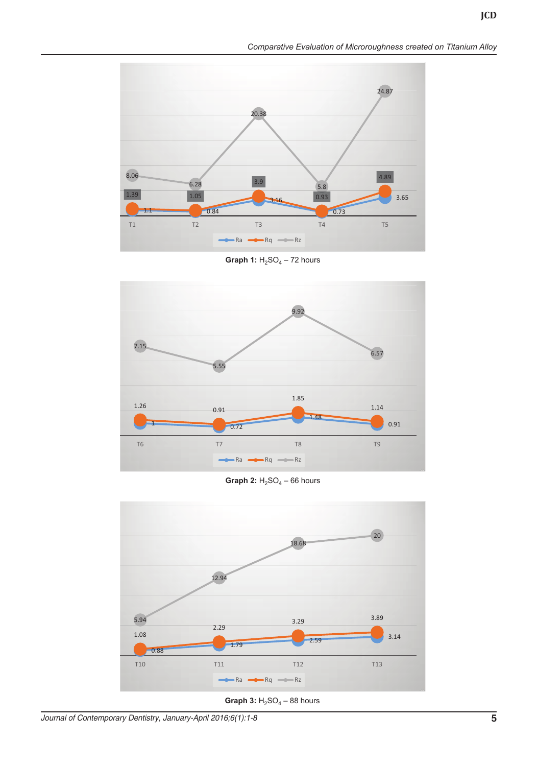**Graph 1:** $H_2SO_4$ – 72 hours

**Graph 2:** $H_2SO_4$ – 66 hours

**Graph 3:** $H_2SO_4$ – 88 hours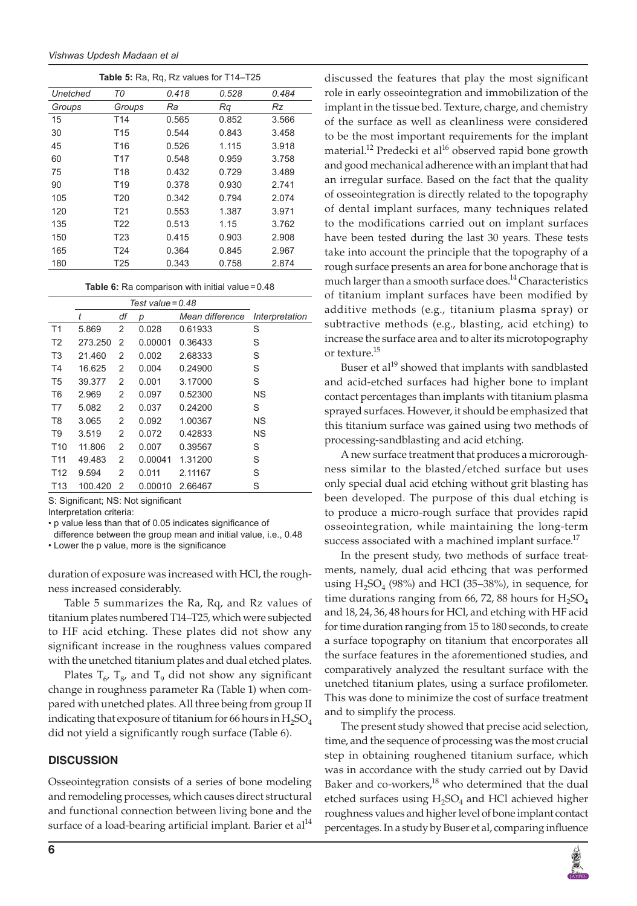**Table 5:** Ra, Rq, Rz values for T14–T25

| *Unetched* | *T0* | *0.418* | *0.528* | *0.484* |
|---|---|---|---|---|
| *Groups* | *Groups* | *Ra* | *Rq* | *Rz* |
| 15 | T14 | 0.565 | 0.852 | 3.566 |
| 30 | T15 | 0.544 | 0.843 | 3.458 |
| 45 | T16 | 0.526 | 1.115 | 3.918 |
| 60 | T17 | 0.548 | 0.959 | 3.758 |
| 75 | T18 | 0.432 | 0.729 | 3.489 |
| 90 | T19 | 0.378 | 0.930 | 2.741 |
| 105 | T20 | 0.342 | 0.794 | 2.074 |
| 120 | T21 | 0.553 | 1.387 | 3.971 |
| 135 | T22 | 0.513 | 1.15 | 3.762 |
| 150 | T23 | 0.415 | 0.903 | 2.908 |
| 165 | T24 | 0.364 | 0.845 | 2.967 |
| 180 | T25 | 0.343 | 0.758 | 2.874 |

**Table 6:** Ra comparison with initial value = 0.48

| | *Test value = 0.48* | | | | |
|---|---|---|---|---|---|
| | *t* | *df* | *p* | *Mean difference* | *Interpretation* |
| T1 | 5.869 | 2 | 0.028 | 0.61933 | S |
| T2 | 273.250 | 2 | 0.00001 | 0.36433 | S |
| T3 | 21.460 | 2 | 0.002 | 2.68333 | S |
| T4 | 16.625 | 2 | 0.004 | 0.24900 | S |
| T5 | 39.377 | 2 | 0.001 | 3.17000 | S |
| T6 | 2.969 | 2 | 0.097 | 0.52300 | NS |
| T7 | 5.082 | 2 | 0.037 | 0.24200 | S |
| T8 | 3.065 | 2 | 0.092 | 1.00367 | NS |
| T9 | 3.519 | 2 | 0.072 | 0.42833 | NS |
| T10 | 11.806 | 2 | 0.007 | 0.39567 | S |
| T11 | 49.483 | 2 | 0.00041 | 1.31200 | S |
| T12 | 9.594 | 2 | 0.011 | 2.11167 | S |
| T13 | 100.420 | 2 | 0.00010 | 2.66467 | S |

S: Significant; NS: Not significant

Interpretation criteria:

- p value less than that of 0.05 indicates significance of difference between the group mean and initial value, i.e., 0.48
- Lower the p value, more is the significance

duration of exposure was increased with HCl, the roughness increased considerably.

Table 5 summarizes the Ra, Rq, and Rz values of titanium plates numbered T14–T25, which were subjected to HF acid etching. These plates did not show any significant increase in the roughness values compared with the unetched titanium plates and dual etched plates.

Plates $T_6$, $T_8$, and $T_9$ did not show any significant change in roughness parameter Ra (Table 1) when compared with unetched plates. All three being from group II indicating that exposure of titanium for 66 hours in $H_2SO_4$ did not yield a significantly rough surface (Table 6).

## DISCUSSION

Osseointegration consists of a series of bone modeling and remodeling processes, which causes direct structural and functional connection between living bone and the surface of a load-bearing artificial implant. Barier et al[14] discussed the features that play the most significant role in early osseointegration and immobilization of the implant in the tissue bed. Texture, charge, and chemistry of the surface as well as cleanliness were considered to be the most important requirements for the implant material.[12] Predecki et al[16] observed rapid bone growth and good mechanical adherence with an implant that had an irregular surface. Based on the fact that the quality of osseointegration is directly related to the topography of dental implant surfaces, many techniques related to the modifications carried out on implant surfaces have been tested during the last 30 years. These tests take into account the principle that the topography of a rough surface presents an area for bone anchorage that is much larger than a smooth surface does.[14] Characteristics of titanium implant surfaces have been modified by additive methods (e.g., titanium plasma spray) or subtractive methods (e.g., blasting, acid etching) to increase the surface area and to alter its microtopography or texture.[15]

Buser et al[19] showed that implants with sandblasted and acid-etched surfaces had higher bone to implant contact percentages than implants with titanium plasma sprayed surfaces. However, it should be emphasized that this titanium surface was gained using two methods of processing-sandblasting and acid etching.

A new surface treatment that produces a microroughness similar to the blasted/etched surface but uses only special dual acid etching without grit blasting has been developed. The purpose of this dual etching is to produce a micro-rough surface that provides rapid osseointegration, while maintaining the long-term success associated with a machined implant surface.[17]

In the present study, two methods of surface treatments, namely, dual acid ethcing that was performed using $H_2SO_4$ (98%) and HCl (35–38%), in sequence, for time durations ranging from 66, 72, 88 hours for $H_2SO_4$ and 18, 24, 36, 48 hours for HCl, and etching with HF acid for time duration ranging from 15 to 180 seconds, to create a surface topography on titanium that encorporates all the surface features in the aforementioned studies, and comparatively analyzed the resultant surface with the unetched titanium plates, using a surface profilometer. This was done to minimize the cost of surface treatment and to simplify the process.

The present study showed that precise acid selection, time, and the sequence of processing was the most crucial step in obtaining roughened titanium surface, which was in accordance with the study carried out by David Baker and co-workers,[18] who determined that the dual etched surfaces using $H_2SO_4$ and HCl achieved higher roughness values and higher level of bone implant contact percentages. In a study by Buser et al, comparing influence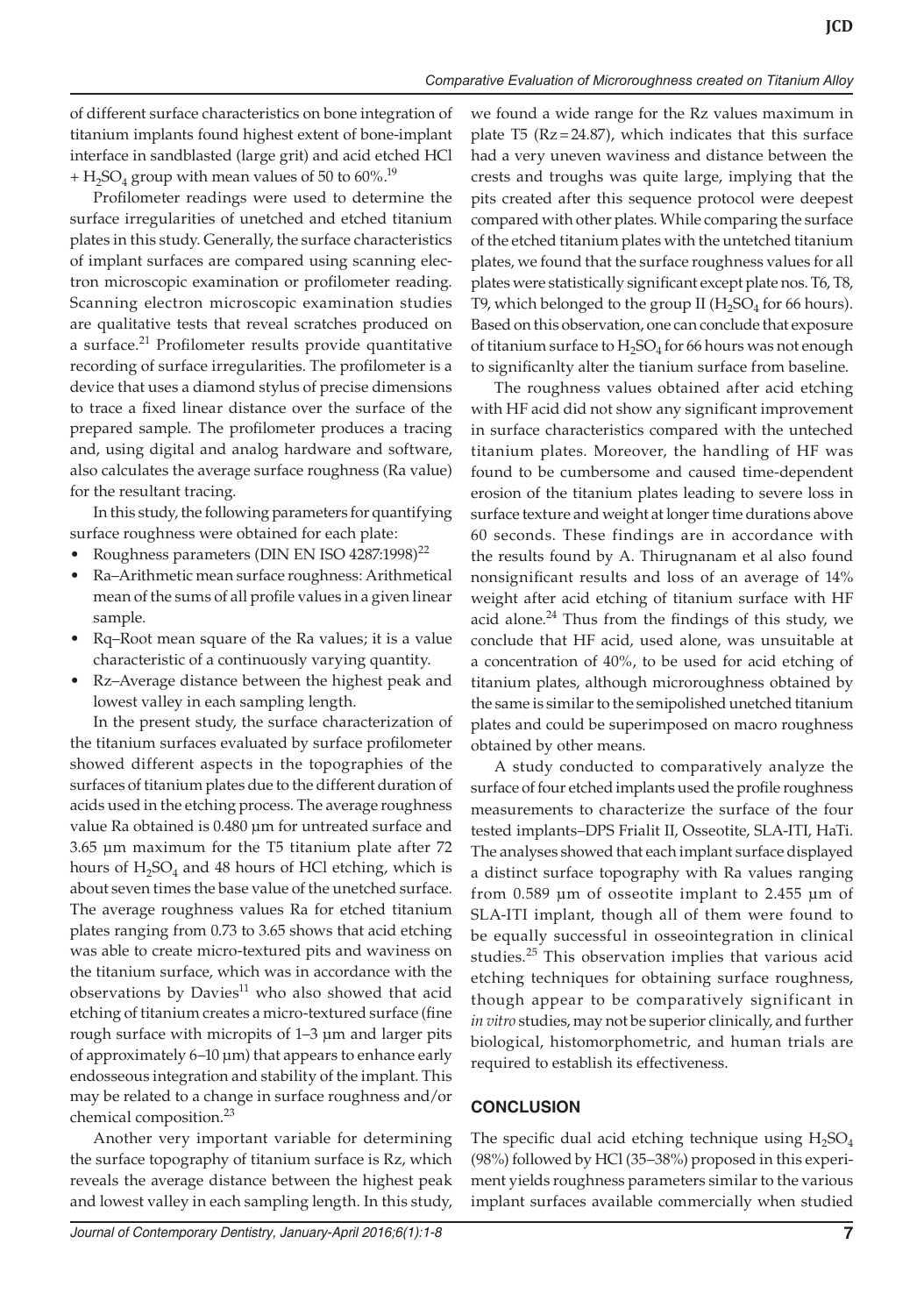of different surface characteristics on bone integration of titanium implants found highest extent of bone-implant interface in sandblasted (large grit) and acid etched HCl + $H_2SO_4$ group with mean values of 50 to 60%.[19]

Profilometer readings were used to determine the surface irregularities of unetched and etched titanium plates in this study. Generally, the surface characteristics of implant surfaces are compared using scanning electron microscopic examination or profilometer reading. Scanning electron microscopic examination studies are qualitative tests that reveal scratches produced on a surface.[21] Profilometer results provide quantitative recording of surface irregularities. The profilometer is a device that uses a diamond stylus of precise dimensions to trace a fixed linear distance over the surface of the prepared sample. The profilometer produces a tracing and, using digital and analog hardware and software, also calculates the average surface roughness (Ra value) for the resultant tracing.

In this study, the following parameters for quantifying surface roughness were obtained for each plate:

- Roughness parameters (DIN EN ISO 4287:1998)[22]
- Ra–Arithmetic mean surface roughness: Arithmetical mean of the sums of all profile values in a given linear sample.
- Rq–Root mean square of the Ra values; it is a value characteristic of a continuously varying quantity.
- Rz–Average distance between the highest peak and lowest valley in each sampling length.

In the present study, the surface characterization of the titanium surfaces evaluated by surface profilometer showed different aspects in the topographies of the surfaces of titanium plates due to the different duration of acids used in the etching process. The average roughness value Ra obtained is 0.480 µm for untreated surface and 3.65 µm maximum for the T5 titanium plate after 72 hours of $H_2SO_4$ and 48 hours of HCl etching, which is about seven times the base value of the unetched surface. The average roughness values Ra for etched titanium plates ranging from 0.73 to 3.65 shows that acid etching was able to create micro-textured pits and waviness on the titanium surface, which was in accordance with the observations by Davies[11] who also showed that acid etching of titanium creates a micro-textured surface (fine rough surface with micropits of 1–3 µm and larger pits of approximately 6–10 µm) that appears to enhance early endosseous integration and stability of the implant. This may be related to a change in surface roughness and/or chemical composition.[23]

Another very important variable for determining the surface topography of titanium surface is Rz, which reveals the average distance between the highest peak and lowest valley in each sampling length. In this study, we found a wide range for the Rz values maximum in plate T5 (Rz = 24.87), which indicates that this surface had a very uneven waviness and distance between the crests and troughs was quite large, implying that the pits created after this sequence protocol were deepest compared with other plates. While comparing the surface of the etched titanium plates with the untetched titanium plates, we found that the surface roughness values for all plates were statistically significant except plate nos. T6, T8, T9, which belonged to the group II ($H_2SO_4$ for 66 hours). Based on this observation, one can conclude that exposure of titanium surface to $H_2SO_4$ for 66 hours was not enough to significanlty alter the tianium surface from baseline.

The roughness values obtained after acid etching with HF acid did not show any significant improvement in surface characteristics compared with the unteched titanium plates. Moreover, the handling of HF was found to be cumbersome and caused time-dependent erosion of the titanium plates leading to severe loss in surface texture and weight at longer time durations above 60 seconds. These findings are in accordance with the results found by A. Thirugnanam et al also found nonsignificant results and loss of an average of 14% weight after acid etching of titanium surface with HF acid alone.[24] Thus from the findings of this study, we conclude that HF acid, used alone, was unsuitable at a concentration of 40%, to be used for acid etching of titanium plates, although microroughness obtained by the same is similar to the semipolished unetched titanium plates and could be superimposed on macro roughness obtained by other means.

A study conducted to comparatively analyze the surface of four etched implants used the profile roughness measurements to characterize the surface of the four tested implants–DPS Frialit II, Osseotite, SLA-ITI, HaTi. The analyses showed that each implant surface displayed a distinct surface topography with Ra values ranging from 0.589 µm of osseotite implant to 2.455 µm of SLA-ITI implant, though all of them were found to be equally successful in osseointegration in clinical studies.[25] This observation implies that various acid etching techniques for obtaining surface roughness, though appear to be comparatively significant in *in vitro* studies, may not be superior clinically, and further biological, histomorphometric, and human trials are required to establish its effectiveness.

## CONCLUSION

The specific dual acid etching technique using $H_2SO_4$ (98%) followed by HCl (35–38%) proposed in this experiment yields roughness parameters similar to the various implant surfaces available commercially when studied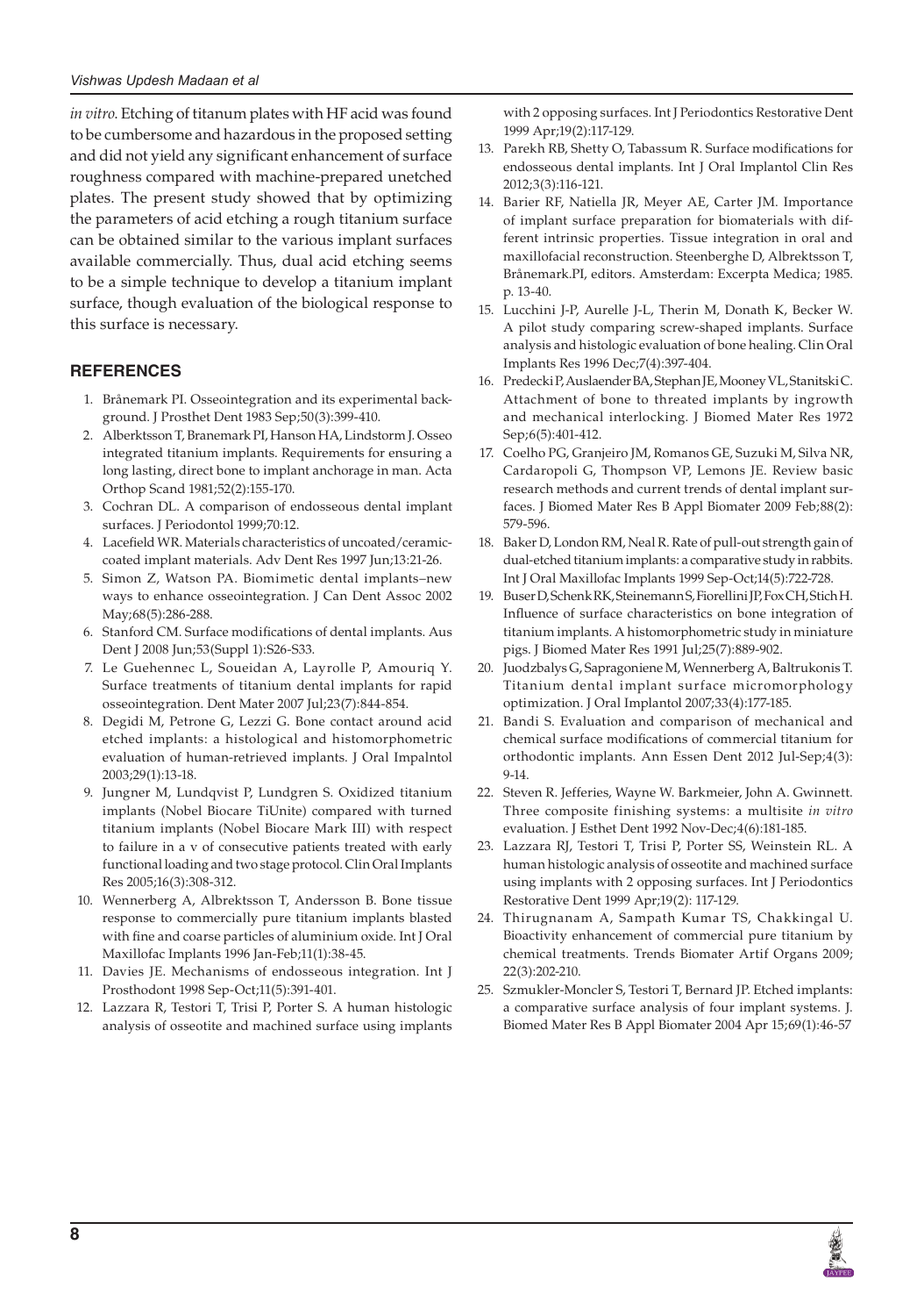*in vitro*. Etching of titanum plates with HF acid was found to be cumbersome and hazardous in the proposed setting and did not yield any significant enhancement of surface roughness compared with machine-prepared unetched plates. The present study showed that by optimizing the parameters of acid etching a rough titanium surface can be obtained similar to the various implant surfaces available commercially. Thus, dual acid etching seems to be a simple technique to develop a titanium implant surface, though evaluation of the biological response to this surface is necessary.

## REFERENCES

1. Brånemark PI. Osseointegration and its experimental background. J Prosthet Dent 1983 Sep;50(3):399-410.
2. Alberktsson T, Branemark PI, Hanson HA, Lindstorm J. Osseo integrated titanium implants. Requirements for ensuring a long lasting, direct bone to implant anchorage in man. Acta Orthop Scand 1981;52(2):155-170.
3. Cochran DL. A comparison of endosseous dental implant surfaces. J Periodontol 1999;70:12.
4. Lacefield WR. Materials characteristics of uncoated/ceramic-coated implant materials. Adv Dent Res 1997 Jun;13:21-26.
5. Simon Z, Watson PA. Biomimetic dental implants–new ways to enhance osseointegration. J Can Dent Assoc 2002 May;68(5):286-288.
6. Stanford CM. Surface modifications of dental implants. Aus Dent J 2008 Jun;53(Suppl 1):S26-S33.
7. Le Guehennec L, Soueidan A, Layrolle P, Amouriq Y. Surface treatments of titanium dental implants for rapid osseointegration. Dent Mater 2007 Jul;23(7):844-854.
8. Degidi M, Petrone G, Lezzi G. Bone contact around acid etched implants: a histological and histomorphometric evaluation of human-retrieved implants. J Oral Impalntol 2003;29(1):13-18.
9. Jungner M, Lundqvist P, Lundgren S. Oxidized titanium implants (Nobel Biocare TiUnite) compared with turned titanium implants (Nobel Biocare Mark III) with respect to failure in a v of consecutive patients treated with early functional loading and two stage protocol. Clin Oral Implants Res 2005;16(3):308-312.
10. Wennerberg A, Albrektsson T, Andersson B. Bone tissue response to commercially pure titanium implants blasted with fine and coarse particles of aluminium oxide. Int J Oral Maxillofac Implants 1996 Jan-Feb;11(1):38-45.
11. Davies JE. Mechanisms of endosseous integration. Int J Prosthodont 1998 Sep-Oct;11(5):391-401.
12. Lazzara R, Testori T, Trisi P, Porter S. A human histologic analysis of osseotite and machined surface using implants with 2 opposing surfaces. Int J Periodontics Restorative Dent 1999 Apr;19(2):117-129.
13. Parekh RB, Shetty O, Tabassum R. Surface modifications for endosseous dental implants. Int J Oral Implantol Clin Res 2012;3(3):116-121.
14. Barier RF, Natiella JR, Meyer AE, Carter JM. Importance of implant surface preparation for biomaterials with different intrinsic properties. Tissue integration in oral and maxillofacial reconstruction. Steenberghe D, Albrektsson T, Brånemark.PI, editors. Amsterdam: Excerpta Medica; 1985. p. 13-40.
15. Lucchini J-P, Aurelle J-L, Therin M, Donath K, Becker W. A pilot study comparing screw-shaped implants. Surface analysis and histologic evaluation of bone healing. Clin Oral Implants Res 1996 Dec;7(4):397-404.
16. Predecki P, Auslaender BA, Stephan JE, Mooney VL, Stanitski C. Attachment of bone to threated implants by ingrowth and mechanical interlocking. J Biomed Mater Res 1972 Sep;6(5):401-412.
17. Coelho PG, Granjeiro JM, Romanos GE, Suzuki M, Silva NR, Cardaropoli G, Thompson VP, Lemons JE. Review basic research methods and current trends of dental implant surfaces. J Biomed Mater Res B Appl Biomater 2009 Feb;88(2): 579-596.
18. Baker D, London RM, Neal R. Rate of pull-out strength gain of dual-etched titanium implants: a comparative study in rabbits. Int J Oral Maxillofac Implants 1999 Sep-Oct;14(5):722-728.
19. Buser D, Schenk RK, Steinemann S, Fiorellini JP, Fox CH, Stich H. Influence of surface characteristics on bone integration of titanium implants. A histomorphometric study in miniature pigs. J Biomed Mater Res 1991 Jul;25(7):889-902.
20. Juodzbalys G, Sapragoniene M, Wennerberg A, Baltrukonis T. Titanium dental implant surface micromorphology optimization. J Oral Implantol 2007;33(4):177-185.
21. Bandi S. Evaluation and comparison of mechanical and chemical surface modifications of commercial titanium for orthodontic implants. Ann Essen Dent 2012 Jul-Sep;4(3): 9-14.
22. Steven R. Jefferies, Wayne W. Barkmeier, John A. Gwinnett. Three composite finishing systems: a multisite *in vitro* evaluation. J Esthet Dent 1992 Nov-Dec;4(6):181-185.
23. Lazzara RJ, Testori T, Trisi P, Porter SS, Weinstein RL. A human histologic analysis of osseotite and machined surface using implants with 2 opposing surfaces. Int J Periodontics Restorative Dent 1999 Apr;19(2): 117-129.
24. Thirugnanam A, Sampath Kumar TS, Chakkingal U. Bioactivity enhancement of commercial pure titanium by chemical treatments. Trends Biomater Artif Organs 2009; 22(3):202-210.
25. Szmukler-Moncler S, Testori T, Bernard JP. Etched implants: a comparative surface analysis of four implant systems. J. Biomed Mater Res B Appl Biomater 2004 Apr 15;69(1):46-57